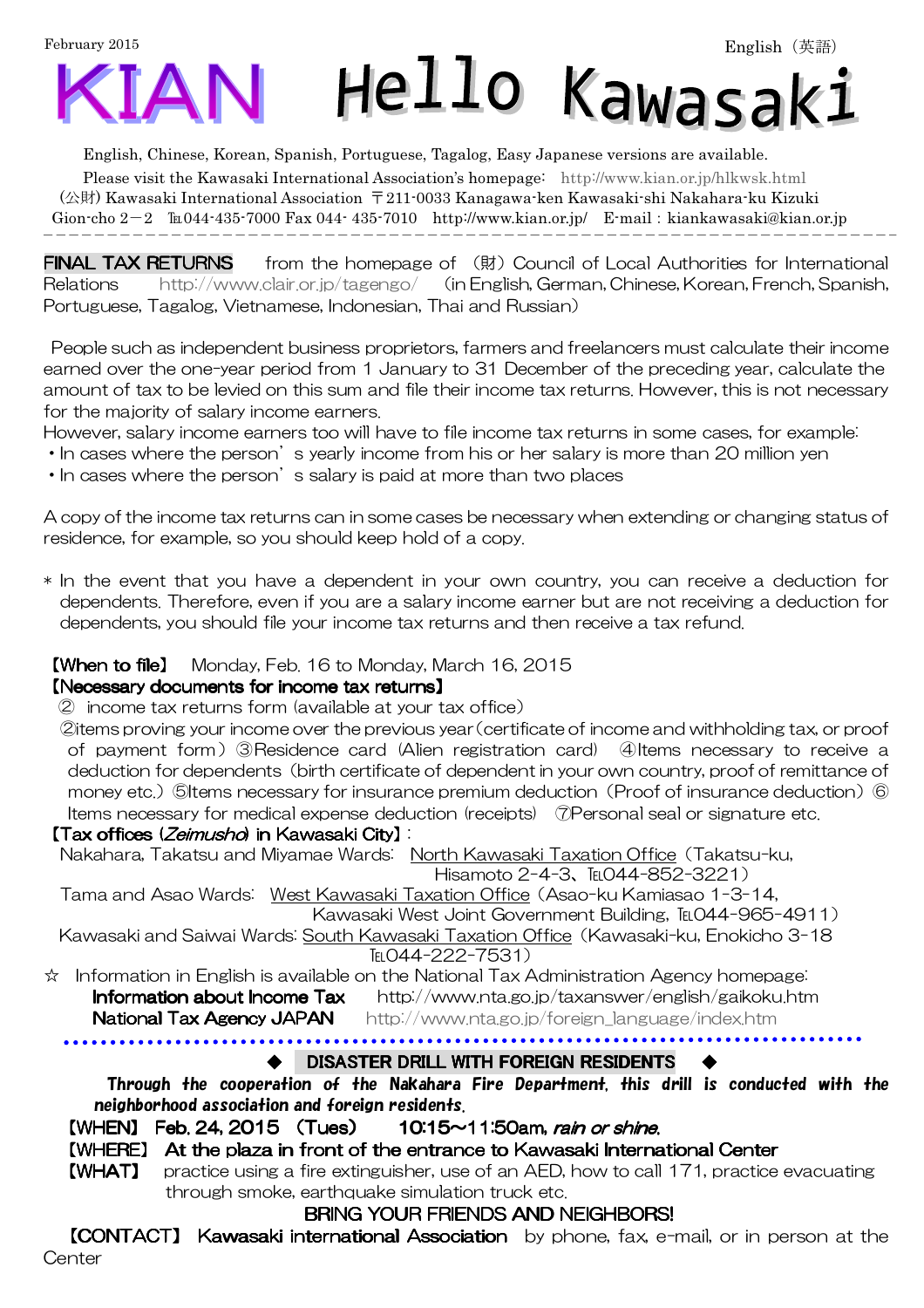February 2015

English（英語）

# KIAN Hello Kawasaki

English, Chinese, Korean, Spanish, Portuguese, Tagalog, Easy Japanese versions are available.

Please visit the Kawasaki International Association's homepage: http://www.kian.or.jp/hlkwsk.html

(公財) Kawasaki International Association 〒211-0033 Kanagawa-ken Kawasaki-shi Nakahara-ku Kizuki Gion-cho 2－2 TEL044-435-7000 Fax 044- 435-7010 http://www.kian.or.jp/ E-mail : kiankawasaki@kian.or.jp

---

## FINAL TAX RETURNS

from the homepage of （財）Council of Local Authorities for International Relations http://www.clair.or.jp/tagengo/ (in English, German, Chinese, Korean, French, Spanish, Portuguese, Tagalog, Vietnamese, Indonesian, Thai and Russian)

People such as independent business proprietors, farmers and freelancers must calculate their income earned over the one-year period from 1 January to 31 December of the preceding year, calculate the amount of tax to be levied on this sum and file their income tax returns. However, this is not necessary for the majority of salary income earners.

However, salary income earners too will have to file income tax returns in some cases, for example:

- In cases where the person's yearly income from his or her salary is more than 20 million yen
- In cases where the person's salary is paid at more than two places

A copy of the income tax returns can in some cases be necessary when extending or changing status of residence, for example, so you should keep hold of a copy.

* In the event that you have a dependent in your own country, you can receive a deduction for dependents. Therefore, even if you are a salary income earner but are not receiving a deduction for dependents, you should file your income tax returns and then receive a tax refund.

**【When to file】** Monday, Feb. 16 to Monday, March 16, 2015

**【Necessary documents for income tax returns】**

② income tax returns form (available at your tax office)

②items proving your income over the previous year (certificate of income and withholding tax, or proof of payment form) ③Residence card (Alien registration card) ④Items necessary to receive a deduction for dependents (birth certificate of dependent in your own country, proof of remittance of money etc.) ⑤Items necessary for insurance premium deduction (Proof of insurance deduction) ⑥ Items necessary for medical expense deduction (receipts) ⑦Personal seal or signature etc.

**【Tax offices (*Zeimusho*) in Kawasaki City】**:

Nakahara, Takatsu and Miyamae Wards: North Kawasaki Taxation Office (Takatsu-ku, Hisamoto 2-4-3、TEL044-852-3221)

Tama and Asao Wards: West Kawasaki Taxation Office (Asao-ku Kamiasao 1-3-14, Kawasaki West Joint Government Building, TEL044-965-4911)

Kawasaki and Saiwai Wards: South Kawasaki Taxation Office (Kawasaki-ku, Enokicho 3-18 TEL044-222-7531)

☆ Information in English is available on the National Tax Administration Agency homepage:

**Information about Income Tax** http://www.nta.go.jp/taxanswer/english/gaikoku.htm

**National Tax Agency JAPAN** http://www.nta.go.jp/foreign_language/index.htm

---

## ◆ DISASTER DRILL WITH FOREIGN RESIDENTS ◆

***Through the cooperation of the Nakahara Fire Department, this drill is conducted with the neighborhood association and foreign residents.***

**【WHEN】 Feb. 24, 2015 (Tues) 10:15~11:50am, *rain or shine.***

**【WHERE】 At the plaza in front of the entrance to Kawasaki International Center**

**【WHAT】** practice using a fire extinguisher, use of an AED, how to call 171, practice evacuating through smoke, earthquake simulation truck etc.

**BRING YOUR FRIENDS AND NEIGHBORS!**

**【CONTACT】 Kawasaki international Association** by phone, fax, e-mail, or in person at the Center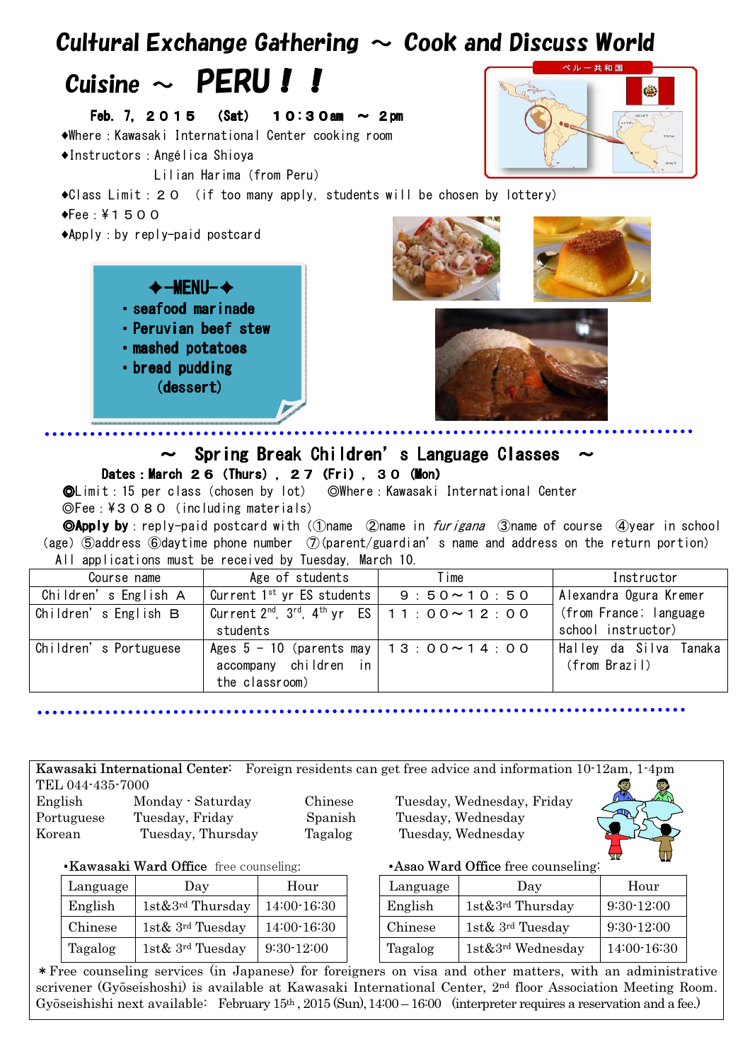# Cultural Exchange Gathering ～ Cook and Discuss World Cuisine ～ PERU！！

**Feb. 7, ２０１５　(Sat)　１０:３０am ～ 2pm**

- ◆Where：Kawasaki International Center cooking room
- ◆Instructors：Angélica Shioya
  Lilian Harima (from Peru)
- ◆Class Limit：２０ (if too many apply, students will be chosen by lottery)
- ◆Fee：¥１５００
- ◆Apply：by reply-paid postcard

ペルー共和国

**✦-MENU-✦**

- **seafood marinade**
- **Peruvian beef stew**
- **mashed potatoes**
- **bread pudding (dessert)**

---

## ～ Spring Break Children's Language Classes ～

**Dates：March ２６ (Thurs), ２７ (Fri), ３０ (Mon)**

◎Limit：15 per class (chosen by lot)　◎Where：Kawasaki International Center

◎Fee：¥３０８０ (including materials)

**◎Apply by**：reply-paid postcard with (①name ②name in *furigana* ③name of course ④year in school (age) ⑤address ⑥daytime phone number ⑦(parent/guardian's name and address on the return portion)

All applications must be received by Tuesday, March 10.

| Course name | Age of students | Time | Instructor |
|---|---|---|---|
| Children's English A | Current 1st yr ES students | ９：５０～１０：５０ | Alexandra Ogura Kremer (from France; language school instructor) |
| Children's English B | Current 2nd, 3rd, 4th yr ES students | １１：００～１２：００ | |
| Children's Portuguese | Ages 5 – 10 (parents may accompany children in the classroom) | １３：００～１４：００ | Halley da Silva Tanaka (from Brazil) |

---

Kawasaki International Center: Foreign residents can get free advice and information 10-12am, 1-4pm
TEL 044-435-7000

| | | | |
|---|---|---|---|
| English | Monday - Saturday | Chinese | Tuesday, Wednesday, Friday |
| Portuguese | Tuesday, Friday | Spanish | Tuesday, Wednesday |
| Korean | Tuesday, Thursday | Tagalog | Tuesday, Wednesday |

•**Kawasaki Ward Office** free counseling:

| Language | Day | Hour |
|---|---|---|
| English | 1st&3rd Thursday | 14:00-16:30 |
| Chinese | 1st& 3rd Tuesday | 14:00-16:30 |
| Tagalog | 1st& 3rd Tuesday | 9:30-12:00 |

•**Asao Ward Office** free counseling:

| Language | Day | Hour |
|---|---|---|
| English | 1st&3rd Thursday | 9:30-12:00 |
| Chinese | 1st& 3rd Tuesday | 9:30-12:00 |
| Tagalog | 1st&3rd Wednesday | 14:00-16:30 |

＊Free counseling services (in Japanese) for foreigners on visa and other matters, with an administrative scrivener (Gyōseishoshi) is available at Kawasaki International Center, 2nd floor Association Meeting Room. Gyōseishishi next available: February 15th, 2015 (Sun), 14:00 – 16:00 (interpreter requires a reservation and a fee.)